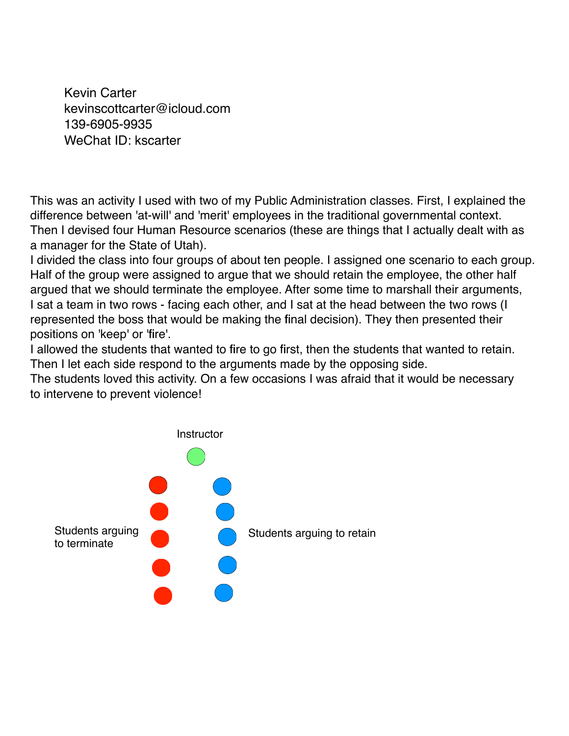Kevin Carter
kevinscottcarter@icloud.com
139-6905-9935
WeChat ID: kscarter

This was an activity I used with two of my Public Administration classes. First, I explained the difference between 'at-will' and 'merit' employees in the traditional governmental context. Then I devised four Human Resource scenarios (these are things that I actually dealt with as a manager for the State of Utah).

I divided the class into four groups of about ten people. I assigned one scenario to each group. Half of the group were assigned to argue that we should retain the employee, the other half argued that we should terminate the employee. After some time to marshall their arguments, I sat a team in two rows - facing each other, and I sat at the head between the two rows (I represented the boss that would be making the final decision). They then presented their positions on 'keep' or 'fire'.

I allowed the students that wanted to fire to go first, then the students that wanted to retain. Then I let each side respond to the arguments made by the opposing side.

The students loved this activity. On a few occasions I was afraid that it would be necessary to intervene to prevent violence!

Instructor

Students arguing to terminate

Students arguing to retain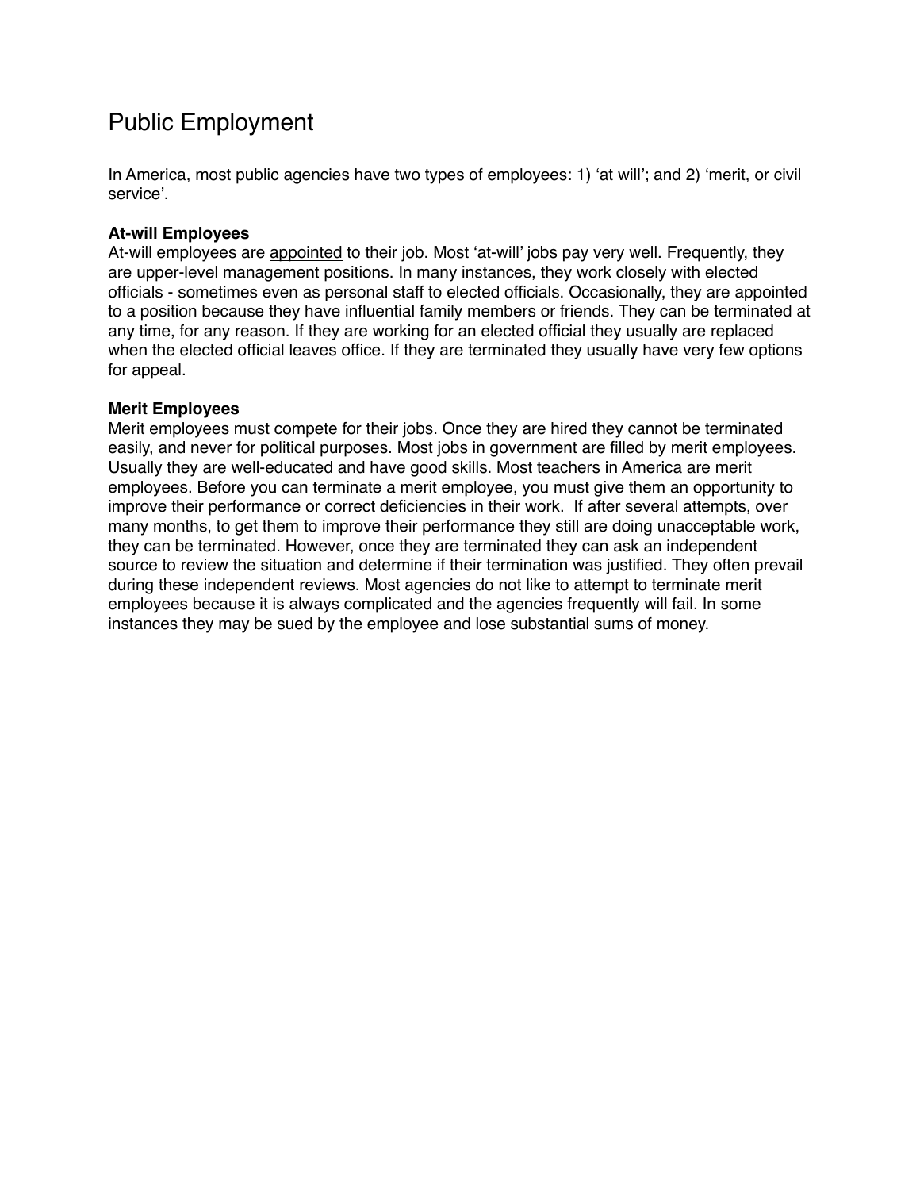# Public Employment

In America, most public agencies have two types of employees: 1) 'at will'; and 2) 'merit, or civil service'.

**At-will Employees**

At-will employees are <u>appointed</u> to their job. Most 'at-will' jobs pay very well. Frequently, they are upper-level management positions. In many instances, they work closely with elected officials - sometimes even as personal staff to elected officials. Occasionally, they are appointed to a position because they have influential family members or friends. They can be terminated at any time, for any reason. If they are working for an elected official they usually are replaced when the elected official leaves office. If they are terminated they usually have very few options for appeal.

**Merit Employees**

Merit employees must compete for their jobs. Once they are hired they cannot be terminated easily, and never for political purposes. Most jobs in government are filled by merit employees. Usually they are well-educated and have good skills. Most teachers in America are merit employees. Before you can terminate a merit employee, you must give them an opportunity to improve their performance or correct deficiencies in their work. If after several attempts, over many months, to get them to improve their performance they still are doing unacceptable work, they can be terminated. However, once they are terminated they can ask an independent source to review the situation and determine if their termination was justified. They often prevail during these independent reviews. Most agencies do not like to attempt to terminate merit employees because it is always complicated and the agencies frequently will fail. In some instances they may be sued by the employee and lose substantial sums of money.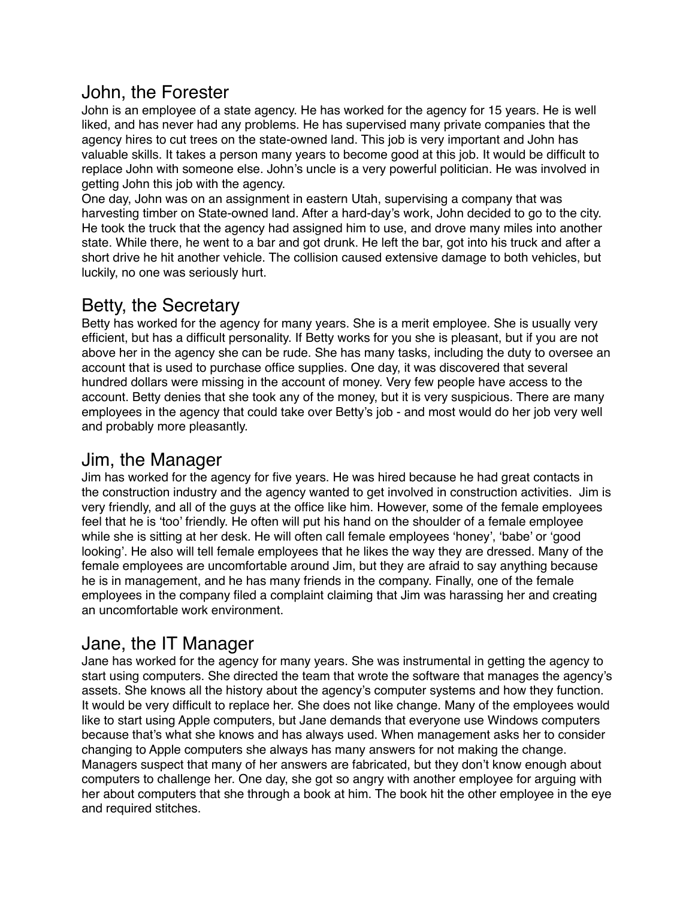## John, the Forester

John is an employee of a state agency. He has worked for the agency for 15 years. He is well liked, and has never had any problems. He has supervised many private companies that the agency hires to cut trees on the state-owned land. This job is very important and John has valuable skills. It takes a person many years to become good at this job. It would be difficult to replace John with someone else. John's uncle is a very powerful politician. He was involved in getting John this job with the agency.

One day, John was on an assignment in eastern Utah, supervising a company that was harvesting timber on State-owned land. After a hard-day's work, John decided to go to the city. He took the truck that the agency had assigned him to use, and drove many miles into another state. While there, he went to a bar and got drunk. He left the bar, got into his truck and after a short drive he hit another vehicle. The collision caused extensive damage to both vehicles, but luckily, no one was seriously hurt.

## Betty, the Secretary

Betty has worked for the agency for many years. She is a merit employee. She is usually very efficient, but has a difficult personality. If Betty works for you she is pleasant, but if you are not above her in the agency she can be rude. She has many tasks, including the duty to oversee an account that is used to purchase office supplies. One day, it was discovered that several hundred dollars were missing in the account of money. Very few people have access to the account. Betty denies that she took any of the money, but it is very suspicious. There are many employees in the agency that could take over Betty's job - and most would do her job very well and probably more pleasantly.

## Jim, the Manager

Jim has worked for the agency for five years. He was hired because he had great contacts in the construction industry and the agency wanted to get involved in construction activities. Jim is very friendly, and all of the guys at the office like him. However, some of the female employees feel that he is 'too' friendly. He often will put his hand on the shoulder of a female employee while she is sitting at her desk. He will often call female employees 'honey', 'babe' or 'good looking'. He also will tell female employees that he likes the way they are dressed. Many of the female employees are uncomfortable around Jim, but they are afraid to say anything because he is in management, and he has many friends in the company. Finally, one of the female employees in the company filed a complaint claiming that Jim was harassing her and creating an uncomfortable work environment.

## Jane, the IT Manager

Jane has worked for the agency for many years. She was instrumental in getting the agency to start using computers. She directed the team that wrote the software that manages the agency's assets. She knows all the history about the agency's computer systems and how they function. It would be very difficult to replace her. She does not like change. Many of the employees would like to start using Apple computers, but Jane demands that everyone use Windows computers because that's what she knows and has always used. When management asks her to consider changing to Apple computers she always has many answers for not making the change. Managers suspect that many of her answers are fabricated, but they don't know enough about computers to challenge her. One day, she got so angry with another employee for arguing with her about computers that she through a book at him. The book hit the other employee in the eye and required stitches.